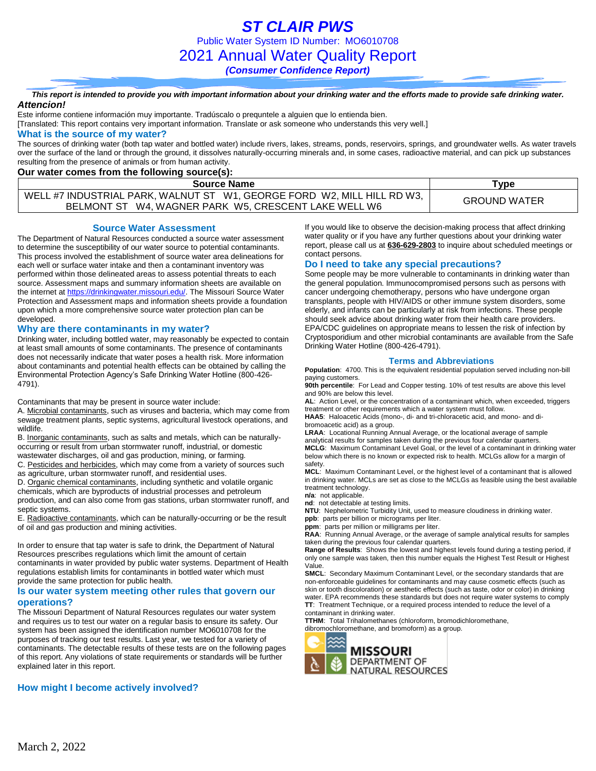# ST CLAIR PWS

Public Water System ID Number: MO6010708

## 2021 Annual Water Quality Report

***(Consumer Confidence Report)***

***This report is intended to provide you with important information about your drinking water and the efforts made to provide safe drinking water.***

***Attencion!***

Este informe contiene información muy importante. Tradúscalo o prequntele a alguien que lo entienda bien.

[Translated: This report contains very important information. Translate or ask someone who understands this very well.]

### What is the source of my water?

The sources of drinking water (both tap water and bottled water) include rivers, lakes, streams, ponds, reservoirs, springs, and groundwater wells. As water travels over the surface of the land or through the ground, it dissolves naturally-occurring minerals and, in some cases, radioactive material, and can pick up substances resulting from the presence of animals or from human activity.

**Our water comes from the following source(s):**

| Source Name | Type |
|---|---|
| WELL #7 INDUSTRIAL PARK, WALNUT ST W1, GEORGE FORD W2, MILL HILL RD W3, BELMONT ST W4, WAGNER PARK W5, CRESCENT LAKE WELL W6 | GROUND WATER |

### Source Water Assessment

The Department of Natural Resources conducted a source water assessment to determine the susceptibility of our water source to potential contaminants. This process involved the establishment of source water area delineations for each well or surface water intake and then a contaminant inventory was performed within those delineated areas to assess potential threats to each source. Assessment maps and summary information sheets are available on the internet at https://drinkingwater.missouri.edu/. The Missouri Source Water Protection and Assessment maps and information sheets provide a foundation upon which a more comprehensive source water protection plan can be developed.

### Why are there contaminants in my water?

Drinking water, including bottled water, may reasonably be expected to contain at least small amounts of some contaminants. The presence of contaminants does not necessarily indicate that water poses a health risk. More information about contaminants and potential health effects can be obtained by calling the Environmental Protection Agency's Safe Drinking Water Hotline (800-426-4791).

Contaminants that may be present in source water include:

A. Microbial contaminants, such as viruses and bacteria, which may come from sewage treatment plants, septic systems, agricultural livestock operations, and wildlife.

B. Inorganic contaminants, such as salts and metals, which can be naturally-occurring or result from urban stormwater runoff, industrial, or domestic wastewater discharges, oil and gas production, mining, or farming.

C. Pesticides and herbicides, which may come from a variety of sources such as agriculture, urban stormwater runoff, and residential uses.

D. Organic chemical contaminants, including synthetic and volatile organic chemicals, which are byproducts of industrial processes and petroleum production, and can also come from gas stations, urban stormwater runoff, and septic systems.

E. Radioactive contaminants, which can be naturally-occurring or be the result of oil and gas production and mining activities.

In order to ensure that tap water is safe to drink, the Department of Natural Resources prescribes regulations which limit the amount of certain contaminants in water provided by public water systems. Department of Health regulations establish limits for contaminants in bottled water which must provide the same protection for public health.

### Is our water system meeting other rules that govern our operations?

The Missouri Department of Natural Resources regulates our water system and requires us to test our water on a regular basis to ensure its safety. Our system has been assigned the identification number MO6010708 for the purposes of tracking our test results. Last year, we tested for a variety of contaminants. The detectable results of these tests are on the following pages of this report. Any violations of state requirements or standards will be further explained later in this report.

### How might I become actively involved?

If you would like to observe the decision-making process that affect drinking water quality or if you have any further questions about your drinking water report, please call us at **636-629-2803** to inquire about scheduled meetings or contact persons.

### Do I need to take any special precautions?

Some people may be more vulnerable to contaminants in drinking water than the general population. Immunocompromised persons such as persons with cancer undergoing chemotherapy, persons who have undergone organ transplants, people with HIV/AIDS or other immune system disorders, some elderly, and infants can be particularly at risk from infections. These people should seek advice about drinking water from their health care providers. EPA/CDC guidelines on appropriate means to lessen the risk of infection by Cryptosporidium and other microbial contaminants are available from the Safe Drinking Water Hotline (800-426-4791).

### Terms and Abbreviations

**Population**: 4700. This is the equivalent residential population served including non-bill paying customers.

**90th percentile**: For Lead and Copper testing. 10% of test results are above this level and 90% are below this level.

**AL**: Action Level, or the concentration of a contaminant which, when exceeded, triggers treatment or other requirements which a water system must follow.

**HAA5**: Haloacetic Acids (mono-, di- and tri-chloracetic acid, and mono- and di-bromoacetic acid) as a group.

**LRAA**: Locational Running Annual Average, or the locational average of sample analytical results for samples taken during the previous four calendar quarters.

**MCLG**: Maximum Contaminant Level Goal, or the level of a contaminant in drinking water below which there is no known or expected risk to health. MCLGs allow for a margin of safety.

**MCL**: Maximum Contaminant Level, or the highest level of a contaminant that is allowed in drinking water. MCLs are set as close to the MCLGs as feasible using the best available treatment technology.

**n/a**: not applicable.

**nd**: not detectable at testing limits.

**NTU**: Nephelometric Turbidity Unit, used to measure cloudiness in drinking water.

**ppb**: parts per billion or micrograms per liter.

**ppm**: parts per million or milligrams per liter.

**RAA**: Running Annual Average, or the average of sample analytical results for samples taken during the previous four calendar quarters.

**Range of Results**: Shows the lowest and highest levels found during a testing period, if only one sample was taken, then this number equals the Highest Test Result or Highest Value.

**SMCL**: Secondary Maximum Contaminant Level, or the secondary standards that are non-enforceable guidelines for contaminants and may cause cosmetic effects (such as skin or tooth discoloration) or aesthetic effects (such as taste, odor or color) in drinking water. EPA recommends these standards but does not require water systems to comply

**TT**: Treatment Technique, or a required process intended to reduce the level of a contaminant in drinking water.

**TTHM**: Total Trihalomethanes (chloroform, bromodichloromethane, dibromochloromethane, and bromoform) as a group.

MISSOURI DEPARTMENT OF NATURAL RESOURCES

March 2, 2022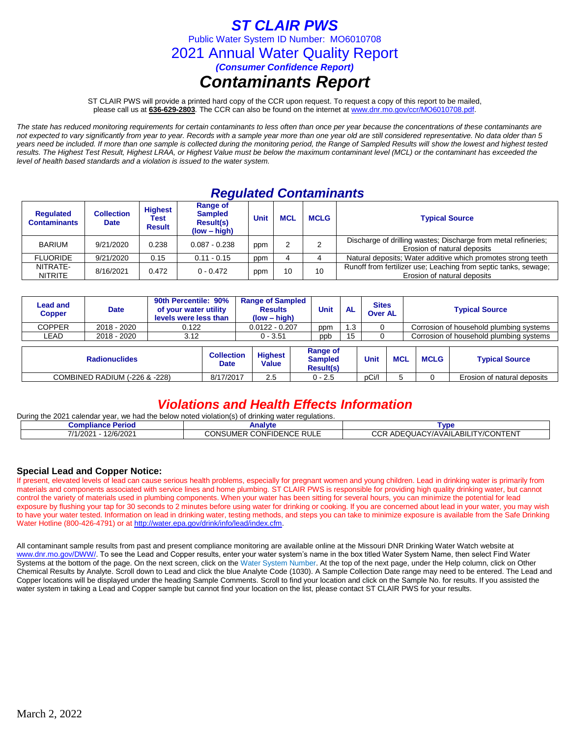# ST CLAIR PWS

Public Water System ID Number: MO6010708

2021 Annual Water Quality Report

***(Consumer Confidence Report)***

# *Contaminants Report*

ST CLAIR PWS will provide a printed hard copy of the CCR upon request. To request a copy of this report to be mailed, please call us at **636-629-2803**. The CCR can also be found on the internet at www.dnr.mo.gov/ccr/MO6010708.pdf.

*The state has reduced monitoring requirements for certain contaminants to less often than once per year because the concentrations of these contaminants are not expected to vary significantly from year to year. Records with a sample year more than one year old are still considered representative. No data older than 5 years need be included. If more than one sample is collected during the monitoring period, the Range of Sampled Results will show the lowest and highest tested results. The Highest Test Result, Highest LRAA, or Highest Value must be below the maximum contaminant level (MCL) or the contaminant has exceeded the level of health based standards and a violation is issued to the water system.*

## *Regulated Contaminants*

| Regulated Contaminants | Collection Date | Highest Test Result | Range of Sampled Result(s) (low – high) | Unit | MCL | MCLG | Typical Source |
|---|---|---|---|---|---|---|---|
| BARIUM | 9/21/2020 | 0.238 | 0.087 - 0.238 | ppm | 2 | 2 | Discharge of drilling wastes; Discharge from metal refineries; Erosion of natural deposits |
| FLUORIDE | 9/21/2020 | 0.15 | 0.11 - 0.15 | ppm | 4 | 4 | Natural deposits; Water additive which promotes strong teeth |
| NITRATE-NITRITE | 8/16/2021 | 0.472 | 0 - 0.472 | ppm | 10 | 10 | Runoff from fertilizer use; Leaching from septic tanks, sewage; Erosion of natural deposits |

| Lead and Copper | Date | 90th Percentile: 90% of your water utility levels were less than | Range of Sampled Results (low – high) | Unit | AL | Sites Over AL | Typical Source |
|---|---|---|---|---|---|---|---|
| COPPER | 2018 - 2020 | 0.122 | 0.0122 - 0.207 | ppm | 1.3 | 0 | Corrosion of household plumbing systems |
| LEAD | 2018 - 2020 | 3.12 | 0 - 3.51 | ppb | 15 | 0 | Corrosion of household plumbing systems |

| Radionuclides | Collection Date | Highest Value | Range of Sampled Result(s) | Unit | MCL | MCLG | Typical Source |
|---|---|---|---|---|---|---|---|
| COMBINED RADIUM (-226 & -228) | 8/17/2017 | 2.5 | 0 - 2.5 | pCi/l | 5 | 0 | Erosion of natural deposits |

## *Violations and Health Effects Information*

During the 2021 calendar year, we had the below noted violation(s) of drinking water regulations.

| Compliance Period | Analyte | Type |
|---|---|---|
| 7/1/2021 - 12/6/2021 | CONSUMER CONFIDENCE RULE | CCR ADEQUACY/AVAILABILITY/CONTENT |

### Special Lead and Copper Notice:

If present, elevated levels of lead can cause serious health problems, especially for pregnant women and young children. Lead in drinking water is primarily from materials and components associated with service lines and home plumbing. ST CLAIR PWS is responsible for providing high quality drinking water, but cannot control the variety of materials used in plumbing components. When your water has been sitting for several hours, you can minimize the potential for lead exposure by flushing your tap for 30 seconds to 2 minutes before using water for drinking or cooking. If you are concerned about lead in your water, you may wish to have your water tested. Information on lead in drinking water, testing methods, and steps you can take to minimize exposure is available from the Safe Drinking Water Hotline (800-426-4791) or at http://water.epa.gov/drink/info/lead/index.cfm.

All contaminant sample results from past and present compliance monitoring are available online at the Missouri DNR Drinking Water Watch website at www.dnr.mo.gov/DWW/. To see the Lead and Copper results, enter your water system's name in the box titled Water System Name, then select Find Water Systems at the bottom of the page. On the next screen, click on the Water System Number. At the top of the next page, under the Help column, click on Other Chemical Results by Analyte. Scroll down to Lead and click the blue Analyte Code (1030). A Sample Collection Date range may need to be entered. The Lead and Copper locations will be displayed under the heading Sample Comments. Scroll to find your location and click on the Sample No. for results. If you assisted the water system in taking a Lead and Copper sample but cannot find your location on the list, please contact ST CLAIR PWS for your results.

March 2, 2022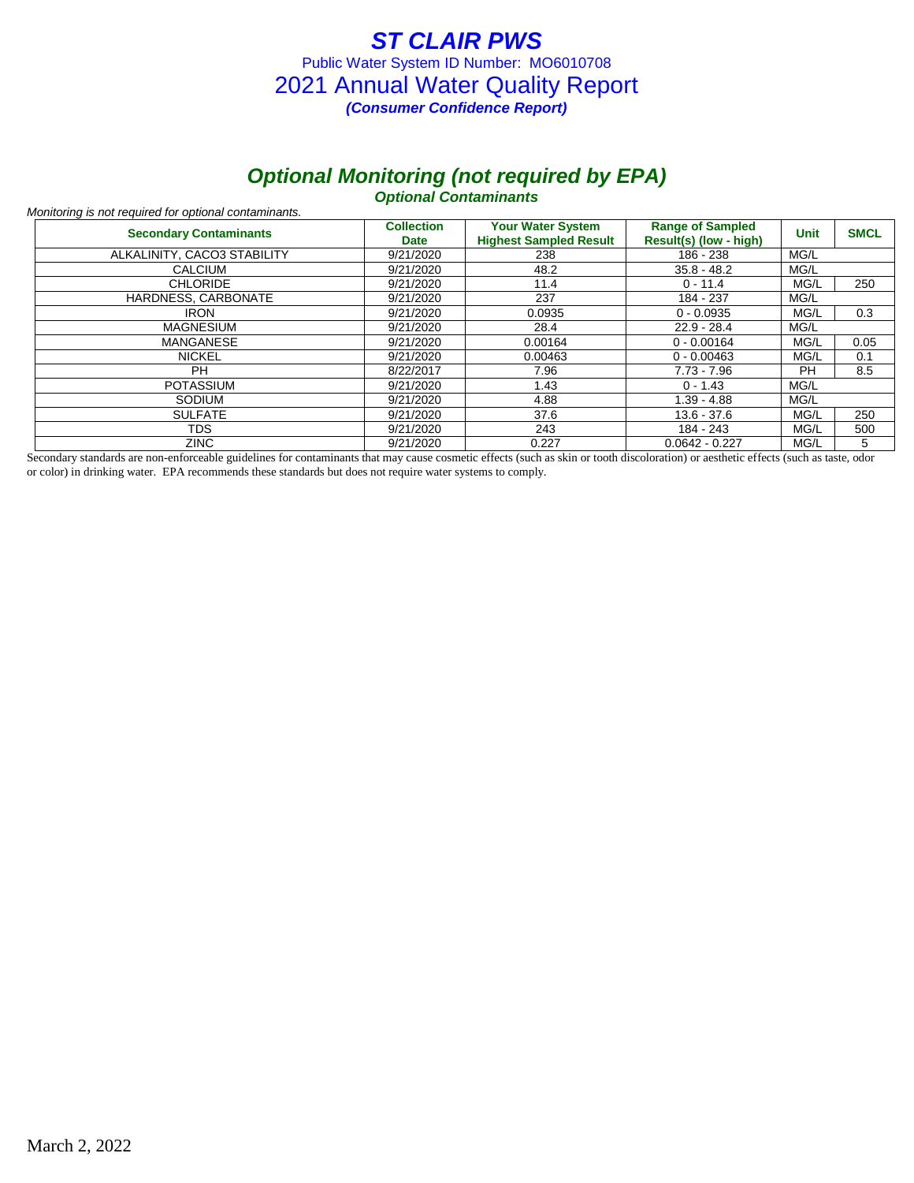# ST CLAIR PWS

Public Water System ID Number: MO6010708

## 2021 Annual Water Quality Report

***(Consumer Confidence Report)***

## *Optional Monitoring (not required by EPA)*

### *Optional Contaminants*

*Monitoring is not required for optional contaminants.*

| Secondary Contaminants | Collection Date | Your Water System Highest Sampled Result | Range of Sampled Result(s) (low - high) | Unit | SMCL |
|---|---|---|---|---|---|
| ALKALINITY, CACO3 STABILITY | 9/21/2020 | 238 | 186 - 238 | MG/L | |
| CALCIUM | 9/21/2020 | 48.2 | 35.8 - 48.2 | MG/L | |
| CHLORIDE | 9/21/2020 | 11.4 | 0 - 11.4 | MG/L | 250 |
| HARDNESS, CARBONATE | 9/21/2020 | 237 | 184 - 237 | MG/L | |
| IRON | 9/21/2020 | 0.0935 | 0 - 0.0935 | MG/L | 0.3 |
| MAGNESIUM | 9/21/2020 | 28.4 | 22.9 - 28.4 | MG/L | |
| MANGANESE | 9/21/2020 | 0.00164 | 0 - 0.00164 | MG/L | 0.05 |
| NICKEL | 9/21/2020 | 0.00463 | 0 - 0.00463 | MG/L | 0.1 |
| PH | 8/22/2017 | 7.96 | 7.73 - 7.96 | PH | 8.5 |
| POTASSIUM | 9/21/2020 | 1.43 | 0 - 1.43 | MG/L | |
| SODIUM | 9/21/2020 | 4.88 | 1.39 - 4.88 | MG/L | |
| SULFATE | 9/21/2020 | 37.6 | 13.6 - 37.6 | MG/L | 250 |
| TDS | 9/21/2020 | 243 | 184 - 243 | MG/L | 500 |
| ZINC | 9/21/2020 | 0.227 | 0.0642 - 0.227 | MG/L | 5 |

Secondary standards are non-enforceable guidelines for contaminants that may cause cosmetic effects (such as skin or tooth discoloration) or aesthetic effects (such as taste, odor or color) in drinking water. EPA recommends these standards but does not require water systems to comply.

March 2, 2022